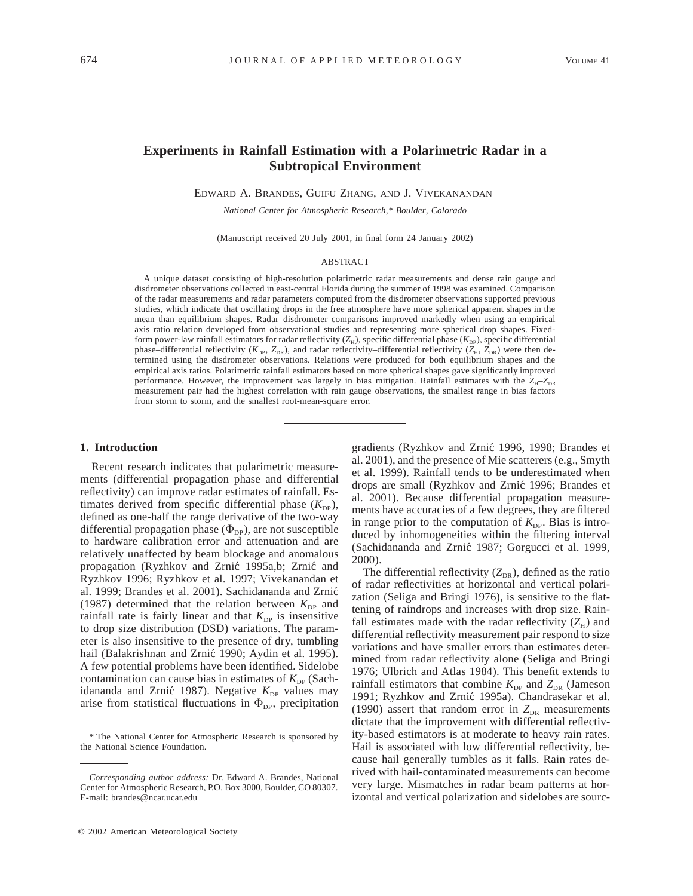# Experiments in Rainfall Estimation with a Polarimetric Radar in a Subtropical Environment

EDWARD A. BRANDES, GUIFU ZHANG, AND J. VIVEKANANDAN

*National Center for Atmospheric Research,\* Boulder, Colorado*

(Manuscript received 20 July 2001, in final form 24 January 2002)

## ABSTRACT

A unique dataset consisting of high-resolution polarimetric radar measurements and dense rain gauge and disdrometer observations collected in east-central Florida during the summer of 1998 was examined. Comparison of the radar measurements and radar parameters computed from the disdrometer observations supported previous studies, which indicate that oscillating drops in the free atmosphere have more spherical apparent shapes in the mean than equilibrium shapes. Radar–disdrometer comparisons improved markedly when using an empirical axis ratio relation developed from observational studies and representing more spherical drop shapes. Fixed-form power-law rainfall estimators for radar reflectivity ($Z_H$), specific differential phase ($K_{DP}$), specific differential phase–differential reflectivity ($K_{DP}$, $Z_{DR}$), and radar reflectivity–differential reflectivity ($Z_H$, $Z_{DR}$) were then determined using the disdrometer observations. Relations were produced for both equilibrium shapes and the empirical axis ratios. Polarimetric rainfall estimators based on more spherical shapes gave significantly improved performance. However, the improvement was largely in bias mitigation. Rainfall estimates with the $Z_H$–$Z_{DR}$ measurement pair had the highest correlation with rain gauge observations, the smallest range in bias factors from storm to storm, and the smallest root-mean-square error.

## 1. Introduction

Recent research indicates that polarimetric measurements (differential propagation phase and differential reflectivity) can improve radar estimates of rainfall. Estimates derived from specific differential phase ($K_{DP}$), defined as one-half the range derivative of the two-way differential propagation phase ($\Phi_{DP}$), are not susceptible to hardware calibration error and attenuation and are relatively unaffected by beam blockage and anomalous propagation (Ryzhkov and Zrnić 1995a,b; Zrnić and Ryzhkov 1996; Ryzhkov et al. 1997; Vivekanandan et al. 1999; Brandes et al. 2001). Sachidananda and Zrnić (1987) determined that the relation between $K_{DP}$ and rainfall rate is fairly linear and that $K_{DP}$ is insensitive to drop size distribution (DSD) variations. The parameter is also insensitive to the presence of dry, tumbling hail (Balakrishnan and Zrnić 1990; Aydin et al. 1995). A few potential problems have been identified. Sidelobe contamination can cause bias in estimates of $K_{DP}$ (Sachidananda and Zrnić 1987). Negative $K_{DP}$ values may arise from statistical fluctuations in $\Phi_{DP}$, precipitation gradients (Ryzhkov and Zrnić 1996, 1998; Brandes et al. 2001), and the presence of Mie scatterers (e.g., Smyth et al. 1999). Rainfall tends to be underestimated when drops are small (Ryzhkov and Zrnić 1996; Brandes et al. 2001). Because differential propagation measurements have accuracies of a few degrees, they are filtered in range prior to the computation of $K_{DP}$. Bias is introduced by inhomogeneities within the filtering interval (Sachidananda and Zrnić 1987; Gorgucci et al. 1999, 2000).

The differential reflectivity ($Z_{DR}$), defined as the ratio of radar reflectivities at horizontal and vertical polarization (Seliga and Bringi 1976), is sensitive to the flattening of raindrops and increases with drop size. Rainfall estimates made with the radar reflectivity ($Z_H$) and differential reflectivity measurement pair respond to size variations and have smaller errors than estimates determined from radar reflectivity alone (Seliga and Bringi 1976; Ulbrich and Atlas 1984). This benefit extends to rainfall estimators that combine $K_{DP}$ and $Z_{DR}$ (Jameson 1991; Ryzhkov and Zrnić 1995a). Chandrasekar et al. (1990) assert that random error in $Z_{DR}$ measurements dictate that the improvement with differential reflectivity-based estimators is at moderate to heavy rain rates. Hail is associated with low differential reflectivity, because hail generally tumbles as it falls. Rain rates derived with hail-contaminated measurements can become very large. Mismatches in radar beam patterns at horizontal and vertical polarization and sidelobes are sourc-

---

\* The National Center for Atmospheric Research is sponsored by the National Science Foundation.

*Corresponding author address:* Dr. Edward A. Brandes, National Center for Atmospheric Research, P.O. Box 3000, Boulder, CO 80307. E-mail: brandes@ncar.ucar.edu

© 2002 American Meteorological Society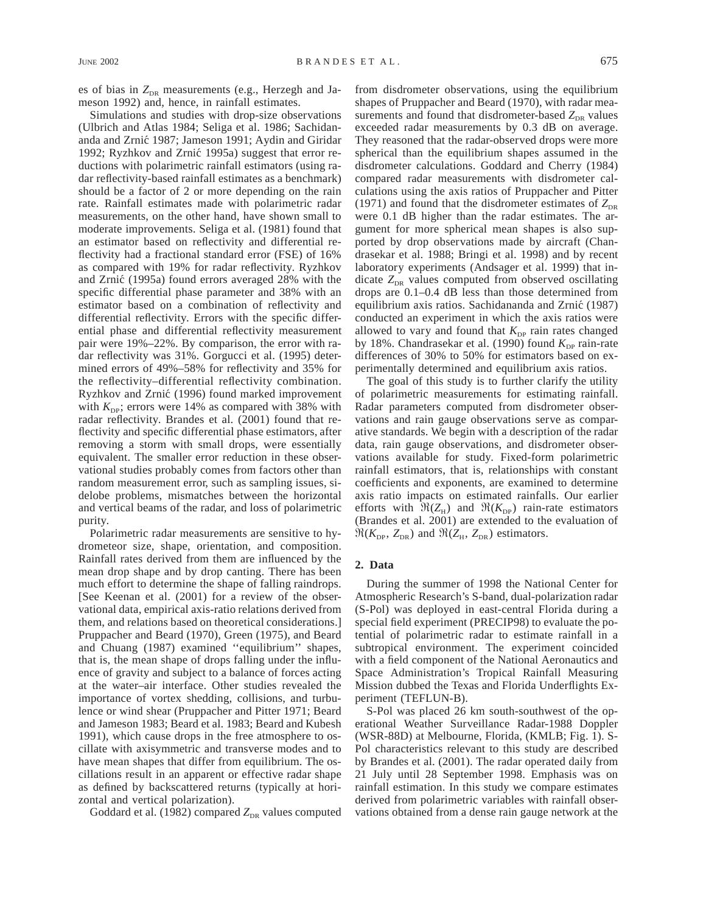es of bias in $Z_{DR}$ measurements (e.g., Herzegh and Jameson 1992) and, hence, in rainfall estimates.

Simulations and studies with drop-size observations (Ulbrich and Atlas 1984; Seliga et al. 1986; Sachidananda and Zrnić 1987; Jameson 1991; Aydin and Giridar 1992; Ryzhkov and Zrnić 1995a) suggest that error reductions with polarimetric rainfall estimators (using radar reflectivity-based rainfall estimates as a benchmark) should be a factor of 2 or more depending on the rain rate. Rainfall estimates made with polarimetric radar measurements, on the other hand, have shown small to moderate improvements. Seliga et al. (1981) found that an estimator based on reflectivity and differential reflectivity had a fractional standard error (FSE) of 16% as compared with 19% for radar reflectivity. Ryzhkov and Zrnić (1995a) found errors averaged 28% with the specific differential phase parameter and 38% with an estimator based on a combination of reflectivity and differential reflectivity. Errors with the specific differential phase and differential reflectivity measurement pair were 19%–22%. By comparison, the error with radar reflectivity was 31%. Gorgucci et al. (1995) determined errors of 49%–58% for reflectivity and 35% for the reflectivity–differential reflectivity combination. Ryzhkov and Zrnić (1996) found marked improvement with $K_{DP}$; errors were 14% as compared with 38% with radar reflectivity. Brandes et al. (2001) found that reflectivity and specific differential phase estimators, after removing a storm with small drops, were essentially equivalent. The smaller error reduction in these observational studies probably comes from factors other than random measurement error, such as sampling issues, sidelobe problems, mismatches between the horizontal and vertical beams of the radar, and loss of polarimetric purity.

Polarimetric radar measurements are sensitive to hydrometeor size, shape, orientation, and composition. Rainfall rates derived from them are influenced by the mean drop shape and by drop canting. There has been much effort to determine the shape of falling raindrops. [See Keenan et al. (2001) for a review of the observational data, empirical axis-ratio relations derived from them, and relations based on theoretical considerations.] Pruppacher and Beard (1970), Green (1975), and Beard and Chuang (1987) examined "equilibrium" shapes, that is, the mean shape of drops falling under the influence of gravity and subject to a balance of forces acting at the water–air interface. Other studies revealed the importance of vortex shedding, collisions, and turbulence or wind shear (Pruppacher and Pitter 1971; Beard and Jameson 1983; Beard et al. 1983; Beard and Kubesh 1991), which cause drops in the free atmosphere to oscillate with axisymmetric and transverse modes and to have mean shapes that differ from equilibrium. The oscillations result in an apparent or effective radar shape as defined by backscattered returns (typically at horizontal and vertical polarization).

Goddard et al. (1982) compared $Z_{DR}$ values computed from disdrometer observations, using the equilibrium shapes of Pruppacher and Beard (1970), with radar measurements and found that disdrometer-based $Z_{DR}$ values exceeded radar measurements by 0.3 dB on average. They reasoned that the radar-observed drops were more spherical than the equilibrium shapes assumed in the disdrometer calculations. Goddard and Cherry (1984) compared radar measurements with disdrometer calculations using the axis ratios of Pruppacher and Pitter (1971) and found that the disdrometer estimates of $Z_{DR}$ were 0.1 dB higher than the radar estimates. The argument for more spherical mean shapes is also supported by drop observations made by aircraft (Chandrasekar et al. 1988; Bringi et al. 1998) and by recent laboratory experiments (Andsager et al. 1999) that indicate $Z_{DR}$ values computed from observed oscillating drops are 0.1–0.4 dB less than those determined from equilibrium axis ratios. Sachidananda and Zrnić (1987) conducted an experiment in which the axis ratios were allowed to vary and found that $K_{DP}$ rain rates changed by 18%. Chandrasekar et al. (1990) found $K_{DP}$ rain-rate differences of 30% to 50% for estimators based on experimentally determined and equilibrium axis ratios.

The goal of this study is to further clarify the utility of polarimetric measurements for estimating rainfall. Radar parameters computed from disdrometer observations and rain gauge observations serve as comparative standards. We begin with a description of the radar data, rain gauge observations, and disdrometer observations available for study. Fixed-form polarimetric rainfall estimators, that is, relationships with constant coefficients and exponents, are examined to determine axis ratio impacts on estimated rainfalls. Our earlier efforts with $\Re(Z_H)$ and $\Re(K_{DP})$ rain-rate estimators (Brandes et al. 2001) are extended to the evaluation of $\Re(K_{DP}, Z_{DR})$ and $\Re(Z_H, Z_{DR})$ estimators.

## 2. Data

During the summer of 1998 the National Center for Atmospheric Research's S-band, dual-polarization radar (S-Pol) was deployed in east-central Florida during a special field experiment (PRECIP98) to evaluate the potential of polarimetric radar to estimate rainfall in a subtropical environment. The experiment coincided with a field component of the National Aeronautics and Space Administration's Tropical Rainfall Measuring Mission dubbed the Texas and Florida Underflights Experiment (TEFLUN-B).

S-Pol was placed 26 km south-southwest of the operational Weather Surveillance Radar-1988 Doppler (WSR-88D) at Melbourne, Florida, (KMLB; Fig. 1). S-Pol characteristics relevant to this study are described by Brandes et al. (2001). The radar operated daily from 21 July until 28 September 1998. Emphasis was on rainfall estimation. In this study we compare estimates derived from polarimetric variables with rainfall observations obtained from a dense rain gauge network at the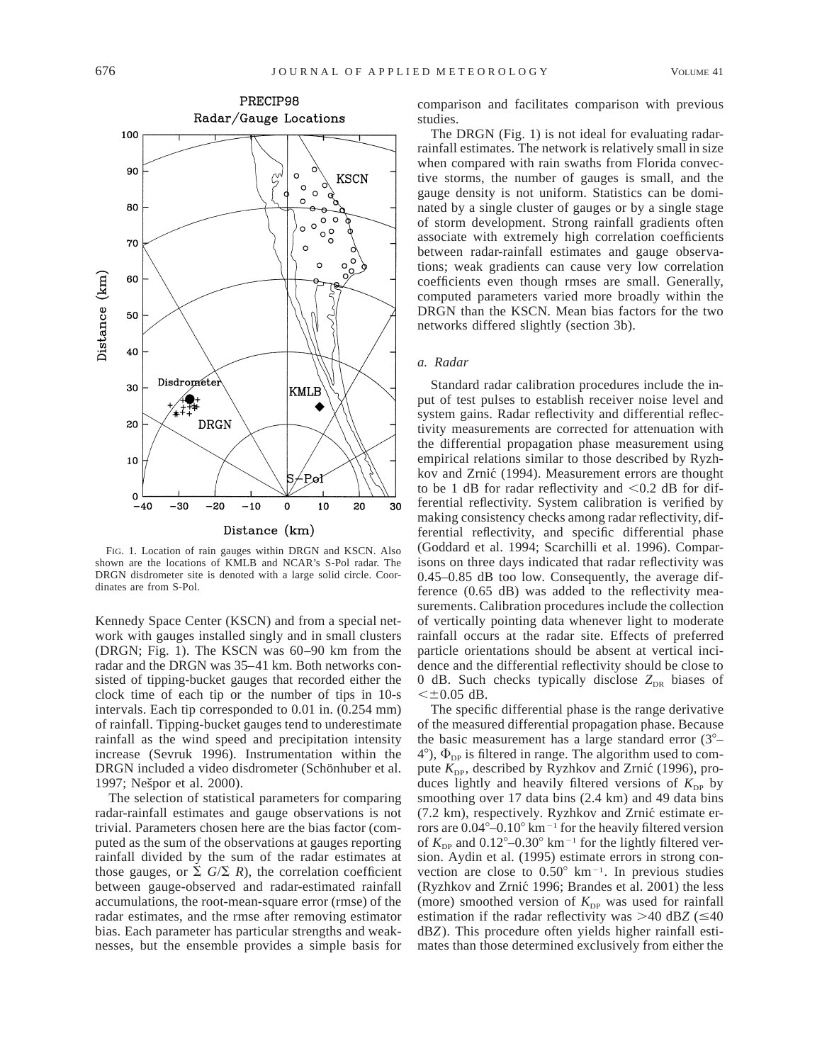FIG. 1. Location of rain gauges within DRGN and KSCN. Also shown are the locations of KMLB and NCAR's S-Pol radar. The DRGN disdrometer site is denoted with a large solid circle. Coordinates are from S-Pol.

Kennedy Space Center (KSCN) and from a special network with gauges installed singly and in small clusters (DRGN; Fig. 1). The KSCN was 60–90 km from the radar and the DRGN was 35–41 km. Both networks consisted of tipping-bucket gauges that recorded either the clock time of each tip or the number of tips in 10-s intervals. Each tip corresponded to 0.01 in. (0.254 mm) of rainfall. Tipping-bucket gauges tend to underestimate rainfall as the wind speed and precipitation intensity increase (Sevruk 1996). Instrumentation within the DRGN included a video disdrometer (Schönhuber et al. 1997; Nešpor et al. 2000).

The selection of statistical parameters for comparing radar-rainfall estimates and gauge observations is not trivial. Parameters chosen here are the bias factor (computed as the sum of the observations at gauges reporting rainfall divided by the sum of the radar estimates at those gauges, or $\Sigma\ G/\Sigma\ R$), the correlation coefficient between gauge-observed and radar-estimated rainfall accumulations, the root-mean-square error (rmse) of the radar estimates, and the rmse after removing estimator bias. Each parameter has particular strengths and weaknesses, but the ensemble provides a simple basis for comparison and facilitates comparison with previous studies.

The DRGN (Fig. 1) is not ideal for evaluating radar-rainfall estimates. The network is relatively small in size when compared with rain swaths from Florida convective storms, the number of gauges is small, and the gauge density is not uniform. Statistics can be dominated by a single cluster of gauges or by a single stage of storm development. Strong rainfall gradients often associate with extremely high correlation coefficients between radar-rainfall estimates and gauge observations; weak gradients can cause very low correlation coefficients even though rmses are small. Generally, computed parameters varied more broadly within the DRGN than the KSCN. Mean bias factors for the two networks differed slightly (section 3b).

### *a. Radar*

Standard radar calibration procedures include the input of test pulses to establish receiver noise level and system gains. Radar reflectivity and differential reflectivity measurements are corrected for attenuation with the differential propagation phase measurement using empirical relations similar to those described by Ryzhkov and Zrnić (1994). Measurement errors are thought to be 1 dB for radar reflectivity and <0.2 dB for differential reflectivity. System calibration is verified by making consistency checks among radar reflectivity, differential reflectivity, and specific differential phase (Goddard et al. 1994; Scarchilli et al. 1996). Comparisons on three days indicated that radar reflectivity was 0.45–0.85 dB too low. Consequently, the average difference (0.65 dB) was added to the reflectivity measurements. Calibration procedures include the collection of vertically pointing data whenever light to moderate rainfall occurs at the radar site. Effects of preferred particle orientations should be absent at vertical incidence and the differential reflectivity should be close to 0 dB. Such checks typically disclose $Z_{DR}$ biases of $< \pm 0.05$ dB.

The specific differential phase is the range derivative of the measured differential propagation phase. Because the basic measurement has a large standard error (3°–4°), $\Phi_{DP}$ is filtered in range. The algorithm used to compute $K_{DP}$, described by Ryzhkov and Zrnić (1996), produces lightly and heavily filtered versions of $K_{DP}$ by smoothing over 17 data bins (2.4 km) and 49 data bins (7.2 km), respectively. Ryzhkov and Zrnić estimate errors are 0.04°–0.10° km$^{-1}$ for the heavily filtered version of $K_{DP}$ and 0.12°–0.30° km$^{-1}$ for the lightly filtered version. Aydin et al. (1995) estimate errors in strong convection are close to 0.50° km$^{-1}$. In previous studies (Ryzhkov and Zrnić 1996; Brandes et al. 2001) the less (more) smoothed version of $K_{DP}$ was used for rainfall estimation if the radar reflectivity was >40 dB*Z* (≤40 dB*Z*). This procedure often yields higher rainfall estimates than those determined exclusively from either the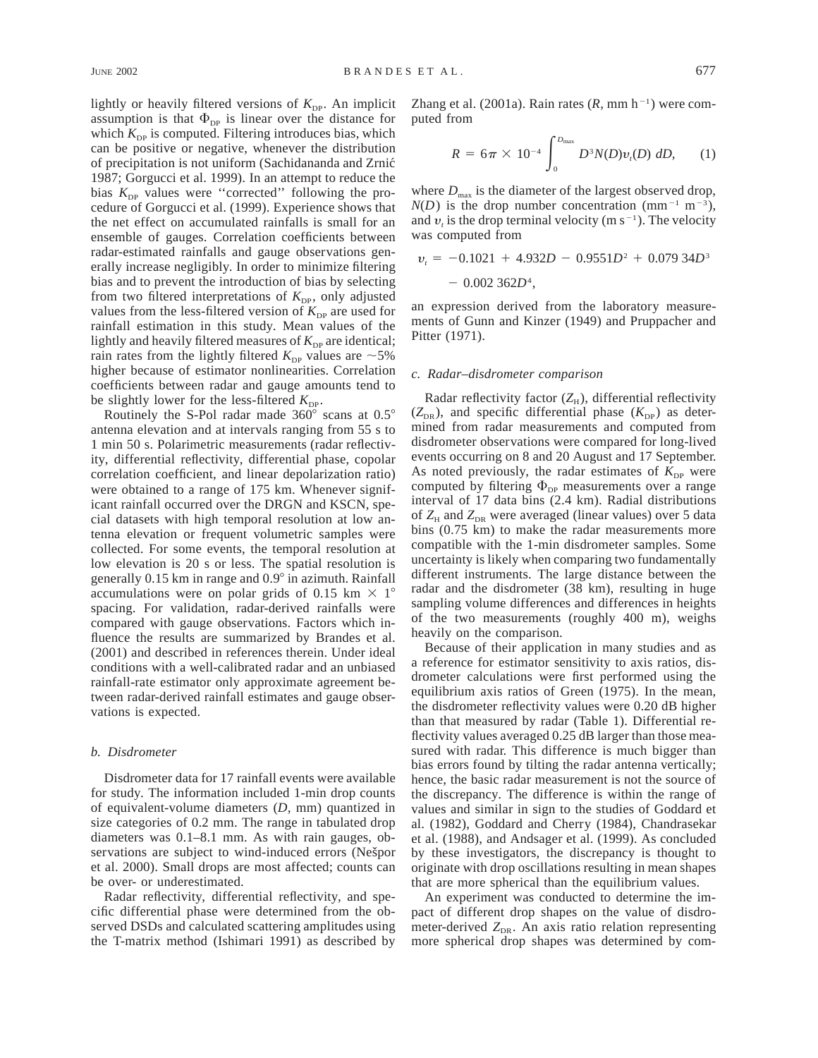lightly or heavily filtered versions of $K_{DP}$. An implicit assumption is that $\Phi_{DP}$ is linear over the distance for which $K_{DP}$ is computed. Filtering introduces bias, which can be positive or negative, whenever the distribution of precipitation is not uniform (Sachidananda and Zrnić 1987; Gorgucci et al. 1999). In an attempt to reduce the bias $K_{DP}$ values were ''corrected'' following the procedure of Gorgucci et al. (1999). Experience shows that the net effect on accumulated rainfalls is small for an ensemble of gauges. Correlation coefficients between radar-estimated rainfalls and gauge observations generally increase negligibly. In order to minimize filtering bias and to prevent the introduction of bias by selecting from two filtered interpretations of $K_{DP}$, only adjusted values from the less-filtered version of $K_{DP}$ are used for rainfall estimation in this study. Mean values of the lightly and heavily filtered measures of $K_{DP}$ are identical; rain rates from the lightly filtered $K_{DP}$ values are ~5% higher because of estimator nonlinearities. Correlation coefficients between radar and gauge amounts tend to be slightly lower for the less-filtered $K_{DP}$.

Routinely the S-Pol radar made 360° scans at 0.5° antenna elevation and at intervals ranging from 55 s to 1 min 50 s. Polarimetric measurements (radar reflectivity, differential reflectivity, differential phase, copolar correlation coefficient, and linear depolarization ratio) were obtained to a range of 175 km. Whenever significant rainfall occurred over the DRGN and KSCN, special datasets with high temporal resolution at low antenna elevation or frequent volumetric samples were collected. For some events, the temporal resolution at low elevation is 20 s or less. The spatial resolution is generally 0.15 km in range and 0.9° in azimuth. Rainfall accumulations were on polar grids of 0.15 km × 1° spacing. For validation, radar-derived rainfalls were compared with gauge observations. Factors which influence the results are summarized by Brandes et al. (2001) and described in references therein. Under ideal conditions with a well-calibrated radar and an unbiased rainfall-rate estimator only approximate agreement between radar-derived rainfall estimates and gauge observations is expected.

### b. Disdrometer

Disdrometer data for 17 rainfall events were available for study. The information included 1-min drop counts of equivalent-volume diameters ($D$, mm) quantized in size categories of 0.2 mm. The range in tabulated drop diameters was 0.1–8.1 mm. As with rain gauges, observations are subject to wind-induced errors (Nešpor et al. 2000). Small drops are most affected; counts can be over- or underestimated.

Radar reflectivity, differential reflectivity, and specific differential phase were determined from the observed DSDs and calculated scattering amplitudes using the T-matrix method (Ishimari 1991) as described by Zhang et al. (2001a). Rain rates ($R$, mm h$^{-1}$) were computed from

$$R = 6\pi \times 10^{-4} \int_0^{D_{max}} D^3 N(D) v_t(D)\, dD, \qquad (1)$$

where $D_{max}$ is the diameter of the largest observed drop, $N(D)$ is the drop number concentration (mm$^{-1}$ m$^{-3}$), and $v_t$ is the drop terminal velocity (m s$^{-1}$). The velocity was computed from

$$v_t = -0.1021 + 4.932D - 0.9551D^2 + 0.079\,34D^3 - 0.002\,362D^4,$$

an expression derived from the laboratory measurements of Gunn and Kinzer (1949) and Pruppacher and Pitter (1971).

### c. Radar–disdrometer comparison

Radar reflectivity factor ($Z_H$), differential reflectivity ($Z_{DR}$), and specific differential phase ($K_{DP}$) as determined from radar measurements and computed from disdrometer observations were compared for long-lived events occurring on 8 and 20 August and 17 September. As noted previously, the radar estimates of $K_{DP}$ were computed by filtering $\Phi_{DP}$ measurements over a range interval of 17 data bins (2.4 km). Radial distributions of $Z_H$ and $Z_{DR}$ were averaged (linear values) over 5 data bins (0.75 km) to make the radar measurements more compatible with the 1-min disdrometer samples. Some uncertainty is likely when comparing two fundamentally different instruments. The large distance between the radar and the disdrometer (38 km), resulting in huge sampling volume differences and differences in heights of the two measurements (roughly 400 m), weighs heavily on the comparison.

Because of their application in many studies and as a reference for estimator sensitivity to axis ratios, disdrometer calculations were first performed using the equilibrium axis ratios of Green (1975). In the mean, the disdrometer reflectivity values were 0.20 dB higher than that measured by radar (Table 1). Differential reflectivity values averaged 0.25 dB larger than those measured with radar. This difference is much bigger than bias errors found by tilting the radar antenna vertically; hence, the basic radar measurement is not the source of the discrepancy. The difference is within the range of values and similar in sign to the studies of Goddard et al. (1982), Goddard and Cherry (1984), Chandrasekar et al. (1988), and Andsager et al. (1999). As concluded by these investigators, the discrepancy is thought to originate with drop oscillations resulting in mean shapes that are more spherical than the equilibrium values.

An experiment was conducted to determine the impact of different drop shapes on the value of disdrometer-derived $Z_{DR}$. An axis ratio relation representing more spherical drop shapes was determined by com-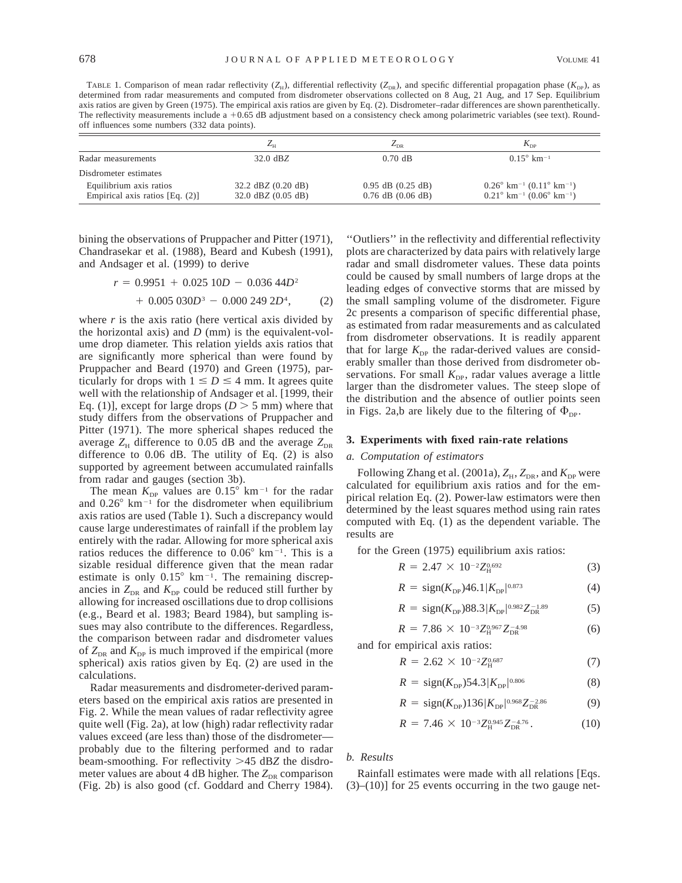TABLE 1. Comparison of mean radar reflectivity ($Z_H$), differential reflectivity ($Z_{DR}$), and specific differential propagation phase ($K_{DP}$), as determined from radar measurements and computed from disdrometer observations collected on 8 Aug, 21 Aug, and 17 Sep. Equilibrium axis ratios are given by Green (1975). The empirical axis ratios are given by Eq. (2). Disdrometer–radar differences are shown parenthetically. The reflectivity measurements include a +0.65 dB adjustment based on a consistency check among polarimetric variables (see text). Round-off influences some numbers (332 data points).

| | $Z_H$ | $Z_{DR}$ | $K_{DP}$ |
|---|---|---|---|
| Radar measurements | 32.0 dB$Z$ | 0.70 dB | 0.15° km$^{-1}$ |
| Disdrometer estimates | | | |
| Equilibrium axis ratios | 32.2 dB$Z$ (0.20 dB) | 0.95 dB (0.25 dB) | 0.26° km$^{-1}$ (0.11° km$^{-1}$) |
| Empirical axis ratios [Eq. (2)] | 32.0 dB$Z$ (0.05 dB) | 0.76 dB (0.06 dB) | 0.21° km$^{-1}$ (0.06° km$^{-1}$) |

bining the observations of Pruppacher and Pitter (1971), Chandrasekar et al. (1988), Beard and Kubesh (1991), and Andsager et al. (1999) to derive

$$r = 0.9951 + 0.025\,10D - 0.036\,44D^2 + 0.005\,030D^3 - 0.000\,249\,2D^4, \qquad (2)$$

where $r$ is the axis ratio (here vertical axis divided by the horizontal axis) and $D$ (mm) is the equivalent-volume drop diameter. This relation yields axis ratios that are significantly more spherical than were found by Pruppacher and Beard (1970) and Green (1975), particularly for drops with $1 \leq D \leq 4$ mm. It agrees quite well with the relationship of Andsager et al. [1999, their Eq. (1)], except for large drops ($D > 5$ mm) where that study differs from the observations of Pruppacher and Pitter (1971). The more spherical shapes reduced the average $Z_H$ difference to 0.05 dB and the average $Z_{DR}$ difference to 0.06 dB. The utility of Eq. (2) is also supported by agreement between accumulated rainfalls from radar and gauges (section 3b).

The mean $K_{DP}$ values are 0.15° km$^{-1}$ for the radar and 0.26° km$^{-1}$ for the disdrometer when equilibrium axis ratios are used (Table 1). Such a discrepancy would cause large underestimates of rainfall if the problem lay entirely with the radar. Allowing for more spherical axis ratios reduces the difference to 0.06° km$^{-1}$. This is a sizable residual difference given that the mean radar estimate is only 0.15° km$^{-1}$. The remaining discrepancies in $Z_{DR}$ and $K_{DP}$ could be reduced still further by allowing for increased oscillations due to drop collisions (e.g., Beard et al. 1983; Beard 1984), but sampling issues may also contribute to the differences. Regardless, the comparison between radar and disdrometer values of $Z_{DR}$ and $K_{DP}$ is much improved if the empirical (more spherical) axis ratios given by Eq. (2) are used in the calculations.

Radar measurements and disdrometer-derived parameters based on the empirical axis ratios are presented in Fig. 2. While the mean values of radar reflectivity agree quite well (Fig. 2a), at low (high) radar reflectivity radar values exceed (are less than) those of the disdrometer—probably due to the filtering performed and to radar beam-smoothing. For reflectivity >45 dB$Z$ the disdrometer values are about 4 dB higher. The $Z_{DR}$ comparison (Fig. 2b) is also good (cf. Goddard and Cherry 1984). ''Outliers'' in the reflectivity and differential reflectivity plots are characterized by data pairs with relatively large radar and small disdrometer values. These data points could be caused by small numbers of large drops at the leading edges of convective storms that are missed by the small sampling volume of the disdrometer. Figure 2c presents a comparison of specific differential phase, as estimated from radar measurements and as calculated from disdrometer observations. It is readily apparent that for large $K_{DP}$ the radar-derived values are considerably smaller than those derived from disdrometer observations. For small $K_{DP}$, radar values average a little larger than the disdrometer values. The steep slope of the distribution and the absence of outlier points seen in Figs. 2a,b are likely due to the filtering of $\Phi_{DP}$.

## 3. Experiments with fixed rain-rate relations

### a. Computation of estimators

Following Zhang et al. (2001a), $Z_H$, $Z_{DR}$, and $K_{DP}$ were calculated for equilibrium axis ratios and for the empirical relation Eq. (2). Power-law estimators were then determined by the least squares method using rain rates computed with Eq. (1) as the dependent variable. The results are

for the Green (1975) equilibrium axis ratios:

$$R = 2.47 \times 10^{-2} Z_H^{0.692} \qquad (3)$$

$$R = \text{sign}(K_{DP}) 46.1 |K_{DP}|^{0.873} \qquad (4)$$

$$R = \text{sign}(K_{DP}) 88.3 |K_{DP}|^{0.982} Z_{DR}^{-1.89} \qquad (5)$$

$$R = 7.86 \times 10^{-3} Z_H^{0.967} Z_{DR}^{-4.98} \qquad (6)$$

and for empirical axis ratios:

$$R = 2.62 \times 10^{-2} Z_H^{0.687} \qquad (7)$$

$$R = \text{sign}(K_{DP}) 54.3 |K_{DP}|^{0.806} \qquad (8)$$

$$R = \text{sign}(K_{DP}) 136 |K_{DP}|^{0.968} Z_{DR}^{-2.86} \qquad (9)$$

$$R = 7.46 \times 10^{-3} Z_H^{0.945} Z_{DR}^{-4.76}. \qquad (10)$$

### b. Results

Rainfall estimates were made with all relations [Eqs. (3)–(10)] for 25 events occurring in the two gauge net-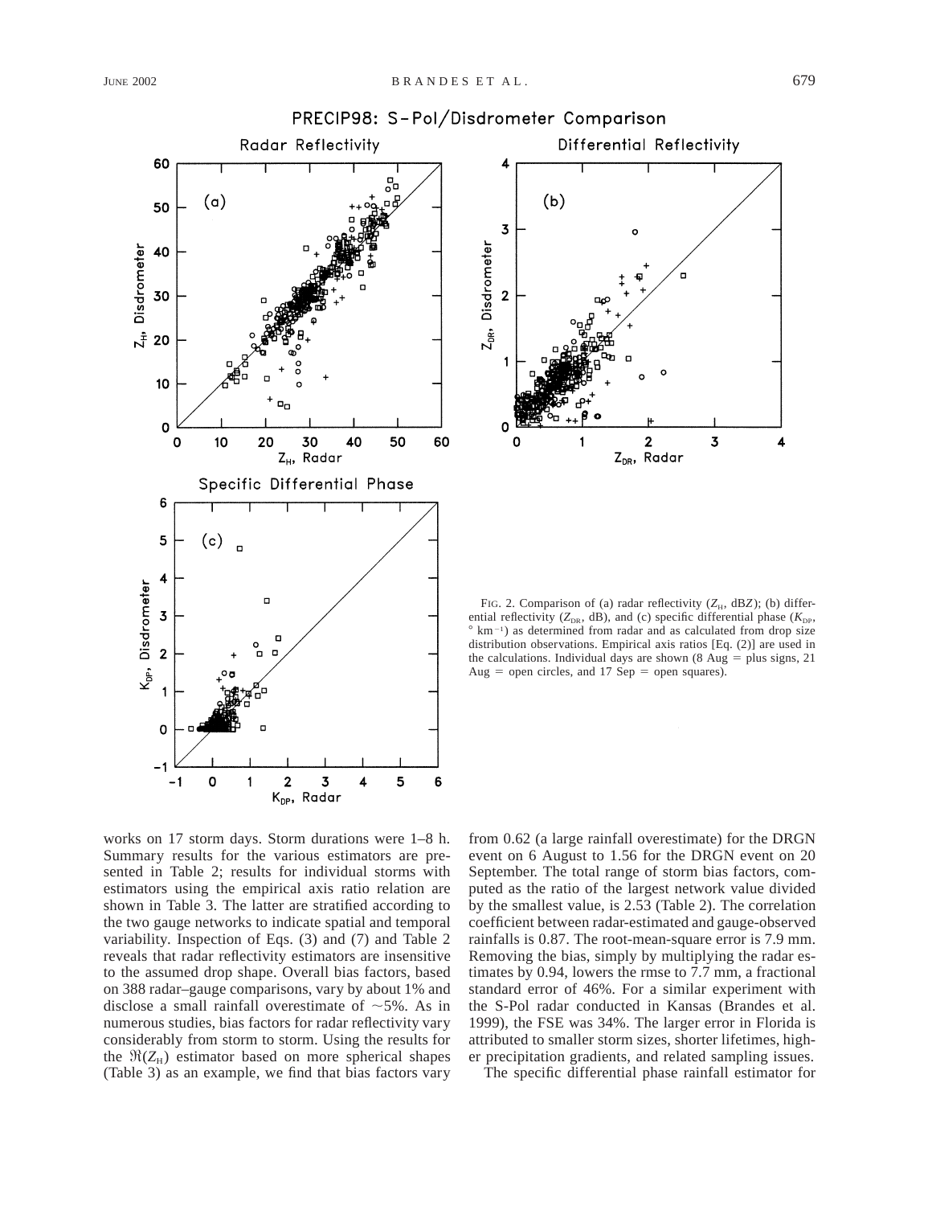FIG. 2. Comparison of (a) radar reflectivity ($Z_H$, dB$Z$); (b) differential reflectivity ($Z_{DR}$, dB), and (c) specific differential phase ($K_{DP}$, ° km$^{-1}$) as determined from radar and as calculated from drop size distribution observations. Empirical axis ratios [Eq. (2)] are used in the calculations. Individual days are shown (8 Aug = plus signs, 21 Aug = open circles, and 17 Sep = open squares).

works on 17 storm days. Storm durations were 1–8 h. Summary results for the various estimators are presented in Table 2; results for individual storms with estimators using the empirical axis ratio relation are shown in Table 3. The latter are stratified according to the two gauge networks to indicate spatial and temporal variability. Inspection of Eqs. (3) and (7) and Table 2 reveals that radar reflectivity estimators are insensitive to the assumed drop shape. Overall bias factors, based on 388 radar–gauge comparisons, vary by about 1% and disclose a small rainfall overestimate of ~5%. As in numerous studies, bias factors for radar reflectivity vary considerably from storm to storm. Using the results for the $\Re(Z_H)$ estimator based on more spherical shapes (Table 3) as an example, we find that bias factors vary from 0.62 (a large rainfall overestimate) for the DRGN event on 6 August to 1.56 for the DRGN event on 20 September. The total range of storm bias factors, computed as the ratio of the largest network value divided by the smallest value, is 2.53 (Table 2). The correlation coefficient between radar-estimated and gauge-observed rainfalls is 0.87. The root-mean-square error is 7.9 mm. Removing the bias, simply by multiplying the radar estimates by 0.94, lowers the rmse to 7.7 mm, a fractional standard error of 46%. For a similar experiment with the S-Pol radar conducted in Kansas (Brandes et al. 1999), the FSE was 34%. The larger error in Florida is attributed to smaller storm sizes, shorter lifetimes, higher precipitation gradients, and related sampling issues.

The specific differential phase rainfall estimator for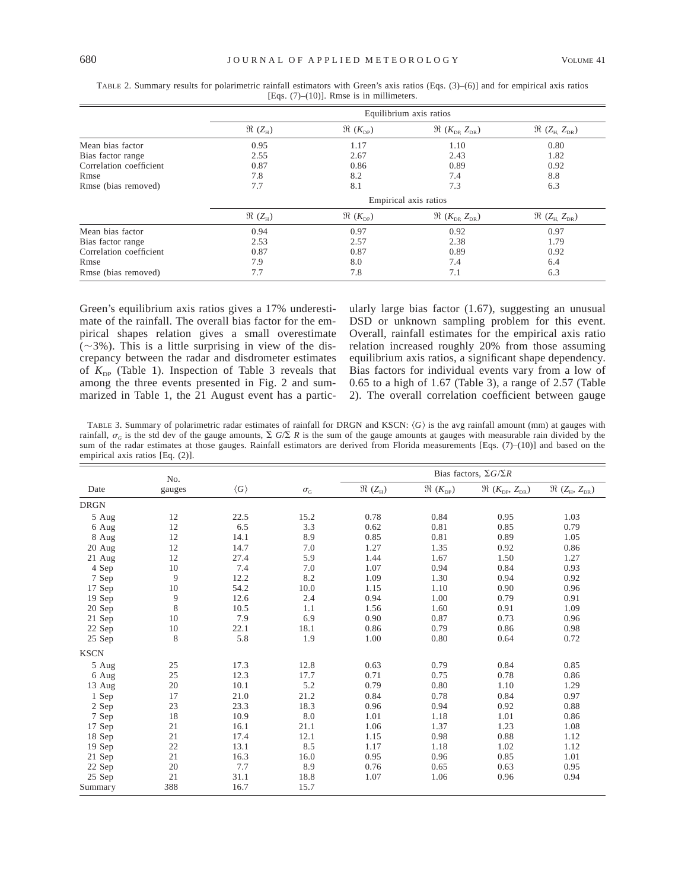TABLE 2. Summary results for polarimetric rainfall estimators with Green's axis ratios [Eqs. (3)–(6)] and for empirical axis ratios [Eqs. (7)–(10)]. Rmse is in millimeters.

| | Equilibrium axis ratios | | | |
|---|---|---|---|---|
| | $\Re\,(Z_H)$ | $\Re\,(K_{DP})$ | $\Re\,(K_{DP}, Z_{DR})$ | $\Re\,(Z_H, Z_{DR})$ |
| Mean bias factor | 0.95 | 1.17 | 1.10 | 0.80 |
| Bias factor range | 2.55 | 2.67 | 2.43 | 1.82 |
| Correlation coefficient | 0.87 | 0.86 | 0.89 | 0.92 |
| Rmse | 7.8 | 8.2 | 7.4 | 8.8 |
| Rmse (bias removed) | 7.7 | 8.1 | 7.3 | 6.3 |
| | Empirical axis ratios | | | |
| | $\Re\,(Z_H)$ | $\Re\,(K_{DP})$ | $\Re\,(K_{DP}, Z_{DR})$ | $\Re\,(Z_H, Z_{DR})$ |
| Mean bias factor | 0.94 | 0.97 | 0.92 | 0.97 |
| Bias factor range | 2.53 | 2.57 | 2.38 | 1.79 |
| Correlation coefficient | 0.87 | 0.87 | 0.89 | 0.92 |
| Rmse | 7.9 | 8.0 | 7.4 | 6.4 |
| Rmse (bias removed) | 7.7 | 7.8 | 7.1 | 6.3 |

Green's equilibrium axis ratios gives a 17% underestimate of the rainfall. The overall bias factor for the empirical shapes relation gives a small overestimate (~3%). This is a little surprising in view of the discrepancy between the radar and disdrometer estimates of $K_{DP}$ (Table 1). Inspection of Table 3 reveals that among the three events presented in Fig. 2 and summarized in Table 1, the 21 August event has a particularly large bias factor (1.67), suggesting an unusual DSD or unknown sampling problem for this event. Overall, rainfall estimates for the empirical axis ratio relation increased roughly 20% from those assuming equilibrium axis ratios, a significant shape dependency. Bias factors for individual events vary from a low of 0.65 to a high of 1.67 (Table 3), a range of 2.57 (Table 2). The overall correlation coefficient between gauge

TABLE 3. Summary of polarimetric radar estimates of rainfall for DRGN and KSCN: $\langle G \rangle$ is the avg rainfall amount (mm) at gauges with rainfall, $\sigma_G$ is the std dev of the gauge amounts, $\Sigma\, G/\Sigma\, R$ is the sum of the gauge amounts at gauges with measurable rain divided by the sum of the radar estimates at those gauges. Rainfall estimators are derived from Florida measurements [Eqs. (7)–(10)] and based on the empirical axis ratios [Eq. (2)].

| Date | No. gauges | $\langle G \rangle$ | $\sigma_G$ | Bias factors, $\Sigma G/\Sigma R$ | | | |
|---|---|---|---|---|---|---|---|
| | | | | $\Re\,(Z_H)$ | $\Re\,(K_{DP})$ | $\Re\,(K_{DP}, Z_{DR})$ | $\Re\,(Z_H, Z_{DR})$ |
| DRGN | | | | | | | |
| 5 Aug | 12 | 22.5 | 15.2 | 0.78 | 0.84 | 0.95 | 1.03 |
| 6 Aug | 12 | 6.5 | 3.3 | 0.62 | 0.81 | 0.85 | 0.79 |
| 8 Aug | 12 | 14.1 | 8.9 | 0.85 | 0.81 | 0.89 | 1.05 |
| 20 Aug | 12 | 14.7 | 7.0 | 1.27 | 1.35 | 0.92 | 0.86 |
| 21 Aug | 12 | 27.4 | 5.9 | 1.44 | 1.67 | 1.50 | 1.27 |
| 4 Sep | 10 | 7.4 | 7.0 | 1.07 | 0.94 | 0.84 | 0.93 |
| 7 Sep | 9 | 12.2 | 8.2 | 1.09 | 1.30 | 0.94 | 0.92 |
| 17 Sep | 10 | 54.2 | 10.0 | 1.15 | 1.10 | 0.90 | 0.96 |
| 19 Sep | 9 | 12.6 | 2.4 | 0.94 | 1.00 | 0.79 | 0.91 |
| 20 Sep | 8 | 10.5 | 1.1 | 1.56 | 1.60 | 0.91 | 1.09 |
| 21 Sep | 10 | 7.9 | 6.9 | 0.90 | 0.87 | 0.73 | 0.96 |
| 22 Sep | 10 | 22.1 | 18.1 | 0.86 | 0.79 | 0.86 | 0.98 |
| 25 Sep | 8 | 5.8 | 1.9 | 1.00 | 0.80 | 0.64 | 0.72 |
| KSCN | | | | | | | |
| 5 Aug | 25 | 17.3 | 12.8 | 0.63 | 0.79 | 0.84 | 0.85 |
| 6 Aug | 25 | 12.3 | 17.7 | 0.71 | 0.75 | 0.78 | 0.86 |
| 13 Aug | 20 | 10.1 | 5.2 | 0.79 | 0.80 | 1.10 | 1.29 |
| 1 Sep | 17 | 21.0 | 21.2 | 0.84 | 0.78 | 0.84 | 0.97 |
| 2 Sep | 23 | 23.3 | 18.3 | 0.96 | 0.94 | 0.92 | 0.88 |
| 7 Sep | 18 | 10.9 | 8.0 | 1.01 | 1.18 | 1.01 | 0.86 |
| 17 Sep | 21 | 16.1 | 21.1 | 1.06 | 1.37 | 1.23 | 1.08 |
| 18 Sep | 21 | 17.4 | 12.1 | 1.15 | 0.98 | 0.88 | 1.12 |
| 19 Sep | 22 | 13.1 | 8.5 | 1.17 | 1.18 | 1.02 | 1.12 |
| 21 Sep | 21 | 16.3 | 16.0 | 0.95 | 0.96 | 0.85 | 1.01 |
| 22 Sep | 20 | 7.7 | 8.9 | 0.76 | 0.65 | 0.63 | 0.95 |
| 25 Sep | 21 | 31.1 | 18.8 | 1.07 | 1.06 | 0.96 | 0.94 |
| Summary | 388 | 16.7 | 15.7 | | | | |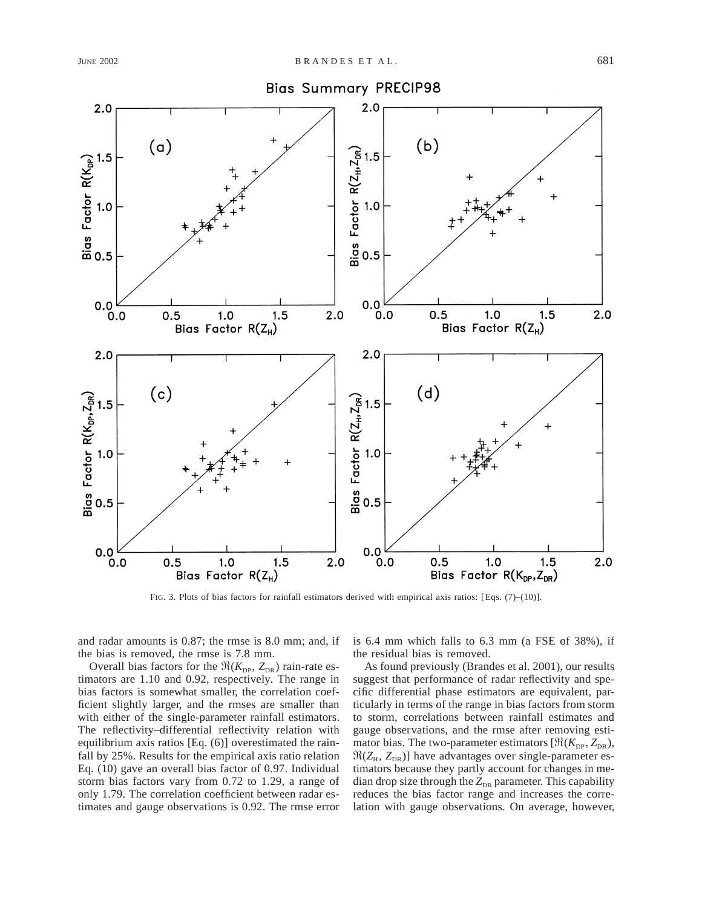FIG. 3. Plots of bias factors for rainfall estimators derived with empirical axis ratios: [Eqs. (7)–(10)].

and radar amounts is 0.87; the rmse is 8.0 mm; and, if the bias is removed, the rmse is 7.8 mm.

Overall bias factors for the $\Re(K_{DP}, Z_{DR})$ rain-rate estimators are 1.10 and 0.92, respectively. The range in bias factors is somewhat smaller, the correlation coefficient slightly larger, and the rmses are smaller than with either of the single-parameter rainfall estimators. The reflectivity–differential reflectivity relation with equilibrium axis ratios [Eq. (6)] overestimated the rainfall by 25%. Results for the empirical axis ratio relation Eq. (10) gave an overall bias factor of 0.97. Individual storm bias factors vary from 0.72 to 1.29, a range of only 1.79. The correlation coefficient between radar estimates and gauge observations is 0.92. The rmse error is 6.4 mm which falls to 6.3 mm (a FSE of 38%), if the residual bias is removed.

As found previously (Brandes et al. 2001), our results suggest that performance of radar reflectivity and specific differential phase estimators are equivalent, particularly in terms of the range in bias factors from storm to storm, correlations between rainfall estimates and gauge observations, and the rmse after removing estimator bias. The two-parameter estimators [$\Re(K_{DP}, Z_{DR})$, $\Re(Z_H, Z_{DR})$] have advantages over single-parameter estimators because they partly account for changes in median drop size through the $Z_{DR}$ parameter. This capability reduces the bias factor range and increases the correlation with gauge observations. On average, however,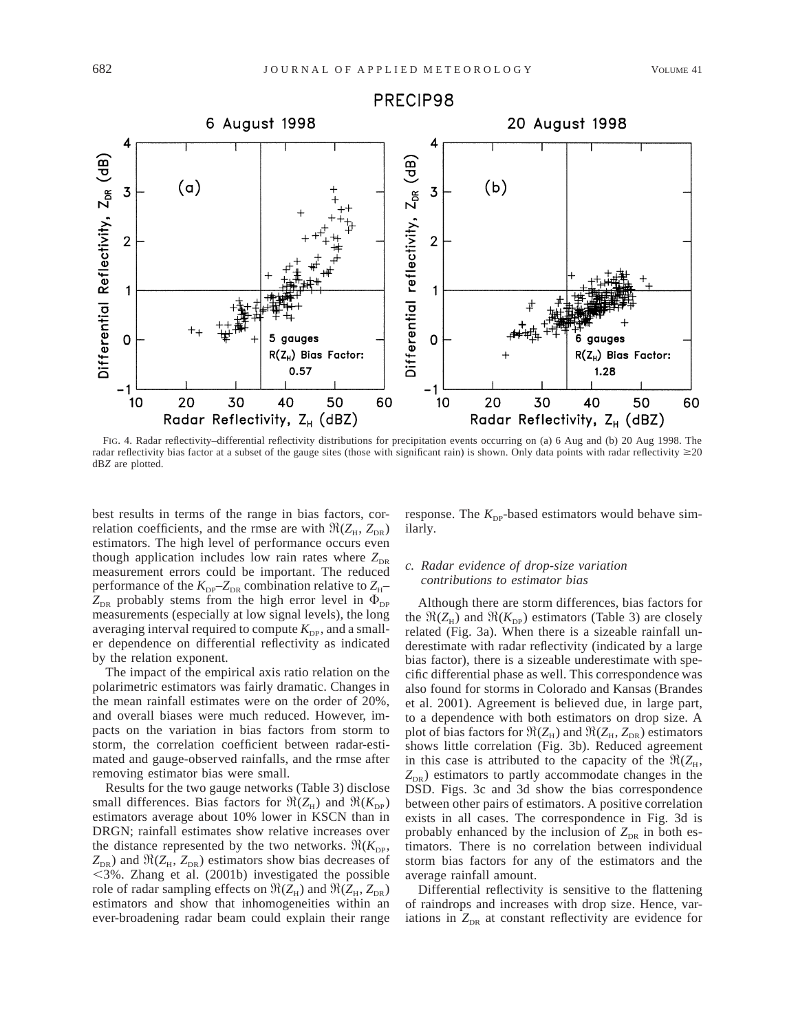FIG. 4. Radar reflectivity–differential reflectivity distributions for precipitation events occurring on (a) 6 Aug and (b) 20 Aug 1998. The radar reflectivity bias factor at a subset of the gauge sites (those with significant rain) is shown. Only data points with radar reflectivity ≥20 dB$Z$ are plotted.

best results in terms of the range in bias factors, correlation coefficients, and the rmse are with $\Re(Z_H, Z_{DR})$ estimators. The high level of performance occurs even though application includes low rain rates where $Z_{DR}$ measurement errors could be important. The reduced performance of the $K_{DP}$–$Z_{DR}$ combination relative to $Z_H$–$Z_{DR}$ probably stems from the high error level in $\Phi_{DP}$ measurements (especially at low signal levels), the long averaging interval required to compute $K_{DP}$, and a smaller dependence on differential reflectivity as indicated by the relation exponent.

The impact of the empirical axis ratio relation on the polarimetric estimators was fairly dramatic. Changes in the mean rainfall estimates were on the order of 20%, and overall biases were much reduced. However, impacts on the variation in bias factors from storm to storm, the correlation coefficient between radar-estimated and gauge-observed rainfalls, and the rmse after removing estimator bias were small.

Results for the two gauge networks (Table 3) disclose small differences. Bias factors for $\Re(Z_H)$ and $\Re(K_{DP})$ estimators average about 10% lower in KSCN than in DRGN; rainfall estimates show relative increases over the distance represented by the two networks. $\Re(K_{DP}, Z_{DR})$ and $\Re(Z_H, Z_{DR})$ estimators show bias decreases of <3%. Zhang et al. (2001b) investigated the possible role of radar sampling effects on $\Re(Z_H)$ and $\Re(Z_H, Z_{DR})$ estimators and show that inhomogeneities within an ever-broadening radar beam could explain their range response. The $K_{DP}$-based estimators would behave similarly.

### *c. Radar evidence of drop-size variation contributions to estimator bias*

Although there are storm differences, bias factors for the $\Re(Z_H)$ and $\Re(K_{DP})$ estimators (Table 3) are closely related (Fig. 3a). When there is a sizeable rainfall underestimate with radar reflectivity (indicated by a large bias factor), there is a sizeable underestimate with specific differential phase as well. This correspondence was also found for storms in Colorado and Kansas (Brandes et al. 2001). Agreement is believed due, in large part, to a dependence with both estimators on drop size. A plot of bias factors for $\Re(Z_H)$ and $\Re(Z_H, Z_{DR})$ estimators shows little correlation (Fig. 3b). Reduced agreement in this case is attributed to the capacity of the $\Re(Z_H, Z_{DR})$ estimators to partly accommodate changes in the DSD. Figs. 3c and 3d show the bias correspondence between other pairs of estimators. A positive correlation exists in all cases. The correspondence in Fig. 3d is probably enhanced by the inclusion of $Z_{DR}$ in both estimators. There is no correlation between individual storm bias factors for any of the estimators and the average rainfall amount.

Differential reflectivity is sensitive to the flattening of raindrops and increases with drop size. Hence, variations in $Z_{DR}$ at constant reflectivity are evidence for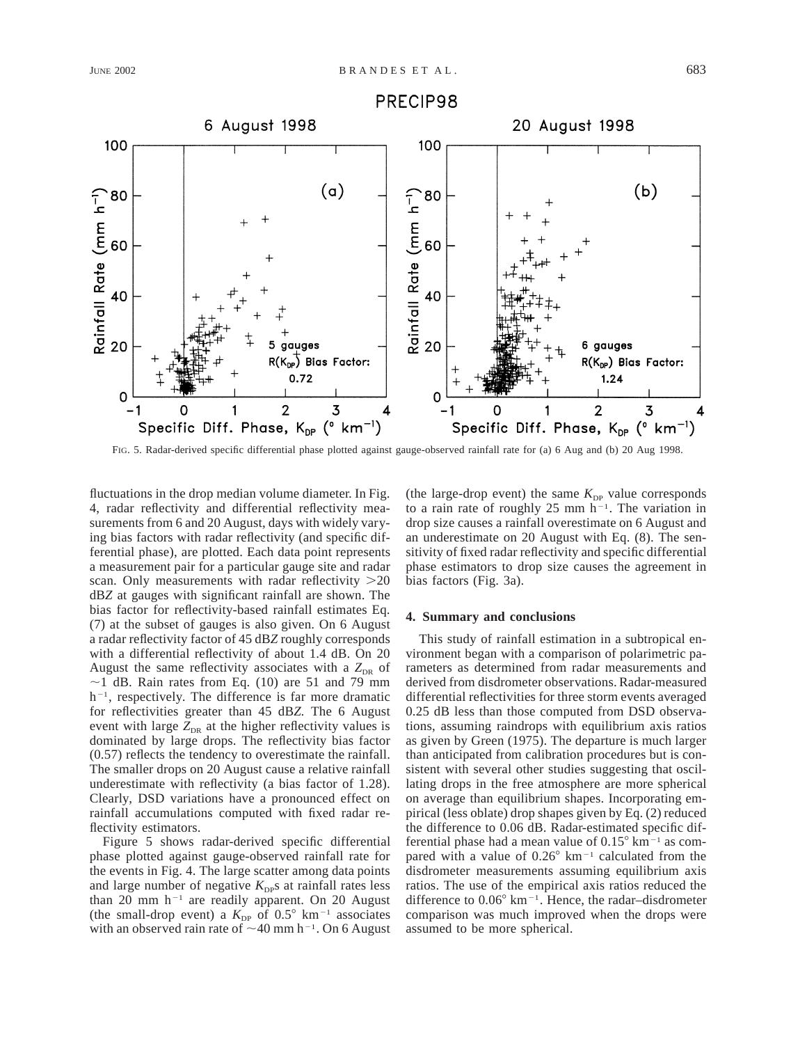FIG. 5. Radar-derived specific differential phase plotted against gauge-observed rainfall rate for (a) 6 Aug and (b) 20 Aug 1998.

fluctuations in the drop median volume diameter. In Fig. 4, radar reflectivity and differential reflectivity measurements from 6 and 20 August, days with widely varying bias factors with radar reflectivity (and specific differential phase), are plotted. Each data point represents a measurement pair for a particular gauge site and radar scan. Only measurements with radar reflectivity >20 dB*Z* at gauges with significant rainfall are shown. The bias factor for reflectivity-based rainfall estimates Eq. (7) at the subset of gauges is also given. On 6 August a radar reflectivity factor of 45 dB*Z* roughly corresponds with a differential reflectivity of about 1.4 dB. On 20 August the same reflectivity associates with a $Z_{DR}$ of ~1 dB. Rain rates from Eq. (10) are 51 and 79 mm h$^{-1}$, respectively. The difference is far more dramatic for reflectivities greater than 45 dB*Z*. The 6 August event with large $Z_{DR}$ at the higher reflectivity values is dominated by large drops. The reflectivity bias factor (0.57) reflects the tendency to overestimate the rainfall. The smaller drops on 20 August cause a relative rainfall underestimate with reflectivity (a bias factor of 1.28). Clearly, DSD variations have a pronounced effect on rainfall accumulations computed with fixed radar reflectivity estimators.

Figure 5 shows radar-derived specific differential phase plotted against gauge-observed rainfall rate for the events in Fig. 4. The large scatter among data points and large number of negative $K_{DP}$s at rainfall rates less than 20 mm h$^{-1}$ are readily apparent. On 20 August (the small-drop event) a $K_{DP}$ of 0.5° km$^{-1}$ associates with an observed rain rate of ~40 mm h$^{-1}$. On 6 August (the large-drop event) the same $K_{DP}$ value corresponds to a rain rate of roughly 25 mm h$^{-1}$. The variation in drop size causes a rainfall overestimate on 6 August and an underestimate on 20 August with Eq. (8). The sensitivity of fixed radar reflectivity and specific differential phase estimators to drop size causes the agreement in bias factors (Fig. 3a).

## 4. Summary and conclusions

This study of rainfall estimation in a subtropical environment began with a comparison of polarimetric parameters as determined from radar measurements and derived from disdrometer observations. Radar-measured differential reflectivities for three storm events averaged 0.25 dB less than those computed from DSD observations, assuming raindrops with equilibrium axis ratios as given by Green (1975). The departure is much larger than anticipated from calibration procedures but is consistent with several other studies suggesting that oscillating drops in the free atmosphere are more spherical on average than equilibrium shapes. Incorporating empirical (less oblate) drop shapes given by Eq. (2) reduced the difference to 0.06 dB. Radar-estimated specific differential phase had a mean value of 0.15° km$^{-1}$ as compared with a value of 0.26° km$^{-1}$ calculated from the disdrometer measurements assuming equilibrium axis ratios. The use of the empirical axis ratios reduced the difference to 0.06° km$^{-1}$. Hence, the radar–disdrometer comparison was much improved when the drops were assumed to be more spherical.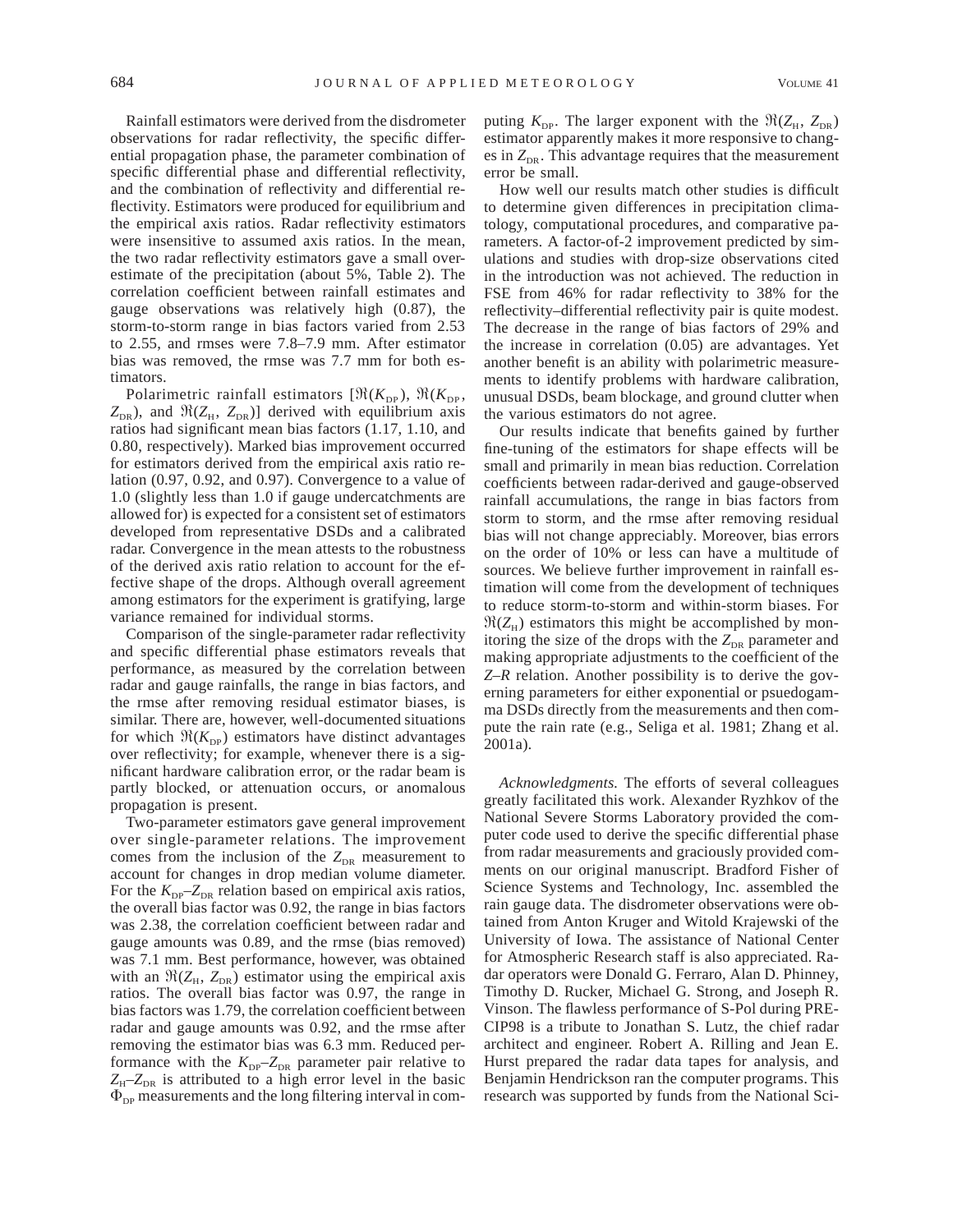Rainfall estimators were derived from the disdrometer observations for radar reflectivity, the specific differential propagation phase, the parameter combination of specific differential phase and differential reflectivity, and the combination of reflectivity and differential reflectivity. Estimators were produced for equilibrium and the empirical axis ratios. Radar reflectivity estimators were insensitive to assumed axis ratios. In the mean, the two radar reflectivity estimators gave a small overestimate of the precipitation (about 5%, Table 2). The correlation coefficient between rainfall estimates and gauge observations was relatively high (0.87), the storm-to-storm range in bias factors varied from 2.53 to 2.55, and rmses were 7.8–7.9 mm. After estimator bias was removed, the rmse was 7.7 mm for both estimators.

Polarimetric rainfall estimators [$\Re(K_{DP})$, $\Re(K_{DP}, Z_{DR})$, and $\Re(Z_H, Z_{DR})$] derived with equilibrium axis ratios had significant mean bias factors (1.17, 1.10, and 0.80, respectively). Marked bias improvement occurred for estimators derived from the empirical axis ratio relation (0.97, 0.92, and 0.97). Convergence to a value of 1.0 (slightly less than 1.0 if gauge undercatchments are allowed for) is expected for a consistent set of estimators developed from representative DSDs and a calibrated radar. Convergence in the mean attests to the robustness of the derived axis ratio relation to account for the effective shape of the drops. Although overall agreement among estimators for the experiment is gratifying, large variance remained for individual storms.

Comparison of the single-parameter radar reflectivity and specific differential phase estimators reveals that performance, as measured by the correlation between radar and gauge rainfalls, the range in bias factors, and the rmse after removing residual estimator biases, is similar. There are, however, well-documented situations for which $\Re(K_{DP})$ estimators have distinct advantages over reflectivity; for example, whenever there is a significant hardware calibration error, or the radar beam is partly blocked, or attenuation occurs, or anomalous propagation is present.

Two-parameter estimators gave general improvement over single-parameter relations. The improvement comes from the inclusion of the $Z_{DR}$ measurement to account for changes in drop median volume diameter. For the $K_{DP}$–$Z_{DR}$ relation based on empirical axis ratios, the overall bias factor was 0.92, the range in bias factors was 2.38, the correlation coefficient between radar and gauge amounts was 0.89, and the rmse (bias removed) was 7.1 mm. Best performance, however, was obtained with an $\Re(Z_H, Z_{DR})$ estimator using the empirical axis ratios. The overall bias factor was 0.97, the range in bias factors was 1.79, the correlation coefficient between radar and gauge amounts was 0.92, and the rmse after removing the estimator bias was 6.3 mm. Reduced performance with the $K_{DP}$–$Z_{DR}$ parameter pair relative to $Z_H$–$Z_{DR}$ is attributed to a high error level in the basic $\Phi_{DP}$ measurements and the long filtering interval in computing $K_{DP}$. The larger exponent with the $\Re(Z_H, Z_{DR})$ estimator apparently makes it more responsive to changes in $Z_{DR}$. This advantage requires that the measurement error be small.

How well our results match other studies is difficult to determine given differences in precipitation climatology, computational procedures, and comparative parameters. A factor-of-2 improvement predicted by simulations and studies with drop-size observations cited in the introduction was not achieved. The reduction in FSE from 46% for radar reflectivity to 38% for the reflectivity–differential reflectivity pair is quite modest. The decrease in the range of bias factors of 29% and the increase in correlation (0.05) are advantages. Yet another benefit is an ability with polarimetric measurements to identify problems with hardware calibration, unusual DSDs, beam blockage, and ground clutter when the various estimators do not agree.

Our results indicate that benefits gained by further fine-tuning of the estimators for shape effects will be small and primarily in mean bias reduction. Correlation coefficients between radar-derived and gauge-observed rainfall accumulations, the range in bias factors from storm to storm, and the rmse after removing residual bias will not change appreciably. Moreover, bias errors on the order of 10% or less can have a multitude of sources. We believe further improvement in rainfall estimation will come from the development of techniques to reduce storm-to-storm and within-storm biases. For $\Re(Z_H)$ estimators this might be accomplished by monitoring the size of the drops with the $Z_{DR}$ parameter and making appropriate adjustments to the coefficient of the *Z–R* relation. Another possibility is to derive the governing parameters for either exponential or psuedogamma DSDs directly from the measurements and then compute the rain rate (e.g., Seliga et al. 1981; Zhang et al. 2001a).

*Acknowledgments.* The efforts of several colleagues greatly facilitated this work. Alexander Ryzhkov of the National Severe Storms Laboratory provided the computer code used to derive the specific differential phase from radar measurements and graciously provided comments on our original manuscript. Bradford Fisher of Science Systems and Technology, Inc. assembled the rain gauge data. The disdrometer observations were obtained from Anton Kruger and Witold Krajewski of the University of Iowa. The assistance of National Center for Atmospheric Research staff is also appreciated. Radar operators were Donald G. Ferraro, Alan D. Phinney, Timothy D. Rucker, Michael G. Strong, and Joseph R. Vinson. The flawless performance of S-Pol during PRECIP98 is a tribute to Jonathan S. Lutz, the chief radar architect and engineer. Robert A. Rilling and Jean E. Hurst prepared the radar data tapes for analysis, and Benjamin Hendrickson ran the computer programs. This research was supported by funds from the National Sci-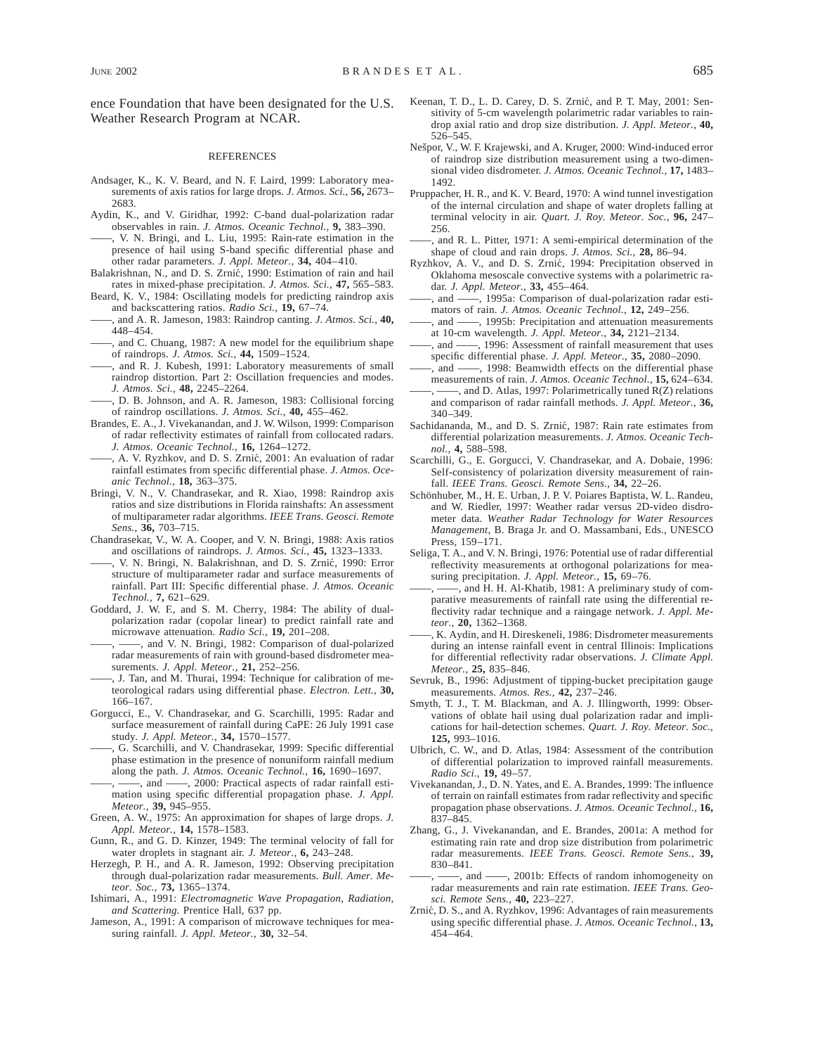ence Foundation that have been designated for the U.S. Weather Research Program at NCAR.

## REFERENCES

Andsager, K., K. V. Beard, and N. F. Laird, 1999: Laboratory measurements of axis ratios for large drops. *J. Atmos. Sci.,* **56,** 2673–2683.

Aydin, K., and V. Giridhar, 1992: C-band dual-polarization radar observables in rain. *J. Atmos. Oceanic Technol.,* **9,** 383–390.

——, V. N. Bringi, and L. Liu, 1995: Rain-rate estimation in the presence of hail using S-band specific differential phase and other radar parameters. *J. Appl. Meteor.,* **34,** 404–410.

Balakrishnan, N., and D. S. Zrnić, 1990: Estimation of rain and hail rates in mixed-phase precipitation. *J. Atmos. Sci.,* **47,** 565–583.

Beard, K. V., 1984: Oscillating models for predicting raindrop axis and backscattering ratios. *Radio Sci.,* **19,** 67–74.

——, and A. R. Jameson, 1983: Raindrop canting. *J. Atmos. Sci.,* **40,** 448–454.

——, and C. Chuang, 1987: A new model for the equilibrium shape of raindrops. *J. Atmos. Sci.,* **44,** 1509–1524.

——, and R. J. Kubesh, 1991: Laboratory measurements of small raindrop distortion. Part 2: Oscillation frequencies and modes. *J. Atmos. Sci.,* **48,** 2245–2264.

——, D. B. Johnson, and A. R. Jameson, 1983: Collisional forcing of raindrop oscillations. *J. Atmos. Sci.,* **40,** 455–462.

Brandes, E. A., J. Vivekanandan, and J. W. Wilson, 1999: Comparison of radar reflectivity estimates of rainfall from collocated radars. *J. Atmos. Oceanic Technol.,* **16,** 1264–1272.

——, A. V. Ryzhkov, and D. S. Zrnić, 2001: An evaluation of radar rainfall estimates from specific differential phase. *J. Atmos. Oceanic Technol.,* **18,** 363–375.

Bringi, V. N., V. Chandrasekar, and R. Xiao, 1998: Raindrop axis ratios and size distributions in Florida rainshafts: An assessment of multiparameter radar algorithms. *IEEE Trans. Geosci. Remote Sens.,* **36,** 703–715.

Chandrasekar, V., W. A. Cooper, and V. N. Bringi, 1988: Axis ratios and oscillations of raindrops. *J. Atmos. Sci.,* **45,** 1323–1333.

——, V. N. Bringi, N. Balakrishnan, and D. S. Zrnić, 1990: Error structure of multiparameter radar and surface measurements of rainfall. Part III: Specific differential phase. *J. Atmos. Oceanic Technol.,* **7,** 621–629.

Goddard, J. W. F., and S. M. Cherry, 1984: The ability of dual-polarization radar (copolar linear) to predict rainfall rate and microwave attenuation. *Radio Sci.,* **19,** 201–208.

——, ——, and V. N. Bringi, 1982: Comparison of dual-polarized radar measurements of rain with ground-based disdrometer measurements. *J. Appl. Meteor.,* **21,** 252–256.

——, J. Tan, and M. Thurai, 1994: Technique for calibration of meteorological radars using differential phase. *Electron. Lett.,* **30,** 166–167.

Gorgucci, E., V. Chandrasekar, and G. Scarchilli, 1995: Radar and surface measurement of rainfall during CaPE: 26 July 1991 case study. *J. Appl. Meteor.,* **34,** 1570–1577.

——, G. Scarchilli, and V. Chandrasekar, 1999: Specific differential phase estimation in the presence of nonuniform rainfall medium along the path. *J. Atmos. Oceanic Technol.,* **16,** 1690–1697.

——, ——, and ——, 2000: Practical aspects of radar rainfall estimation using specific differential propagation phase. *J. Appl. Meteor.,* **39,** 945–955.

Green, A. W., 1975: An approximation for shapes of large drops. *J. Appl. Meteor.,* **14,** 1578–1583.

Gunn, R., and G. D. Kinzer, 1949: The terminal velocity of fall for water droplets in stagnant air. *J. Meteor.,* **6,** 243–248.

Herzegh, P. H., and A. R. Jameson, 1992: Observing precipitation through dual-polarization radar measurements. *Bull. Amer. Meteor. Soc.,* **73,** 1365–1374.

Ishimari, A., 1991: *Electromagnetic Wave Propagation, Radiation, and Scattering.* Prentice Hall, 637 pp.

Jameson, A., 1991: A comparison of microwave techniques for measuring rainfall. *J. Appl. Meteor.,* **30,** 32–54.

Keenan, T. D., L. D. Carey, D. S. Zrnić, and P. T. May, 2001: Sensitivity of 5-cm wavelength polarimetric radar variables to raindrop axial ratio and drop size distribution. *J. Appl. Meteor.,* **40,** 526–545.

Nešpor, V., W. F. Krajewski, and A. Kruger, 2000: Wind-induced error of raindrop size distribution measurement using a two-dimensional video disdrometer. *J. Atmos. Oceanic Technol.,* **17,** 1483–1492.

Pruppacher, H. R., and K. V. Beard, 1970: A wind tunnel investigation of the internal circulation and shape of water droplets falling at terminal velocity in air. *Quart. J. Roy. Meteor. Soc.,* **96,** 247–256.

——, and R. L. Pitter, 1971: A semi-empirical determination of the shape of cloud and rain drops. *J. Atmos. Sci.,* **28,** 86–94.

Ryzhkov, A. V., and D. S. Zrnić, 1994: Precipitation observed in Oklahoma mesoscale convective systems with a polarimetric radar. *J. Appl. Meteor.,* **33,** 455–464.

——, and ——, 1995a: Comparison of dual-polarization radar estimators of rain. *J. Atmos. Oceanic Technol.,* **12,** 249–256.

——, and ——, 1995b: Precipitation and attenuation measurements at 10-cm wavelength. *J. Appl. Meteor.,* **34,** 2121–2134.

——, and ——, 1996: Assessment of rainfall measurement that uses specific differential phase. *J. Appl. Meteor.,* **35,** 2080–2090.

——, and ——, 1998: Beamwidth effects on the differential phase measurements of rain. *J. Atmos. Oceanic Technol.,* **15,** 624–634.

——, ——, and D. Atlas, 1997: Polarimetrically tuned R(Z) relations and comparison of radar rainfall methods. *J. Appl. Meteor.,* **36,** 340–349.

Sachidananda, M., and D. S. Zrnić, 1987: Rain rate estimates from differential polarization measurements. *J. Atmos. Oceanic Technol.,* **4,** 588–598.

Scarchilli, G., E. Gorgucci, V. Chandrasekar, and A. Dobaie, 1996: Self-consistency of polarization diversity measurement of rainfall. *IEEE Trans. Geosci. Remote Sens.,* **34,** 22–26.

Schönhuber, M., H. E. Urban, J. P. V. Poiares Baptista, W. L. Randeu, and W. Riedler, 1997: Weather radar versus 2D-video disdrometer data. *Weather Radar Technology for Water Resources Management,* B. Braga Jr. and O. Massambani, Eds., UNESCO Press, 159–171.

Seliga, T. A., and V. N. Bringi, 1976: Potential use of radar differential reflectivity measurements at orthogonal polarizations for measuring precipitation. *J. Appl. Meteor.,* **15,** 69–76.

——, ——, and H. H. Al-Khatib, 1981: A preliminary study of comparative measurements of rainfall rate using the differential reflectivity radar technique and a raingage network. *J. Appl. Meteor.,* **20,** 1362–1368.

——, K. Aydin, and H. Direskeneli, 1986: Disdrometer measurements during an intense rainfall event in central Illinois: Implications for differential reflectivity radar observations. *J. Climate Appl. Meteor.,* **25,** 835–846.

Sevruk, B., 1996: Adjustment of tipping-bucket precipitation gauge measurements. *Atmos. Res.,* **42,** 237–246.

Smyth, T. J., T. M. Blackman, and A. J. Illingworth, 1999: Observations of oblate hail using dual polarization radar and implications for hail-detection schemes. *Quart. J. Roy. Meteor. Soc.,* **125,** 993–1016.

Ulbrich, C. W., and D. Atlas, 1984: Assessment of the contribution of differential polarization to improved rainfall measurements. *Radio Sci.,* **19,** 49–57.

Vivekanandan, J., D. N. Yates, and E. A. Brandes, 1999: The influence of terrain on rainfall estimates from radar reflectivity and specific propagation phase observations. *J. Atmos. Oceanic Technol.,* **16,** 837–845.

Zhang, G., J. Vivekanandan, and E. Brandes, 2001a: A method for estimating rain rate and drop size distribution from polarimetric radar measurements. *IEEE Trans. Geosci. Remote Sens.,* **39,** 830–841.

——, ——, and ——, 2001b: Effects of random inhomogeneity on radar measurements and rain rate estimation. *IEEE Trans. Geosci. Remote Sens.,* **40,** 223–227.

Zrnić, D. S., and A. Ryzhkov, 1996: Advantages of rain measurements using specific differential phase. *J. Atmos. Oceanic Technol.,* **13,** 454–464.